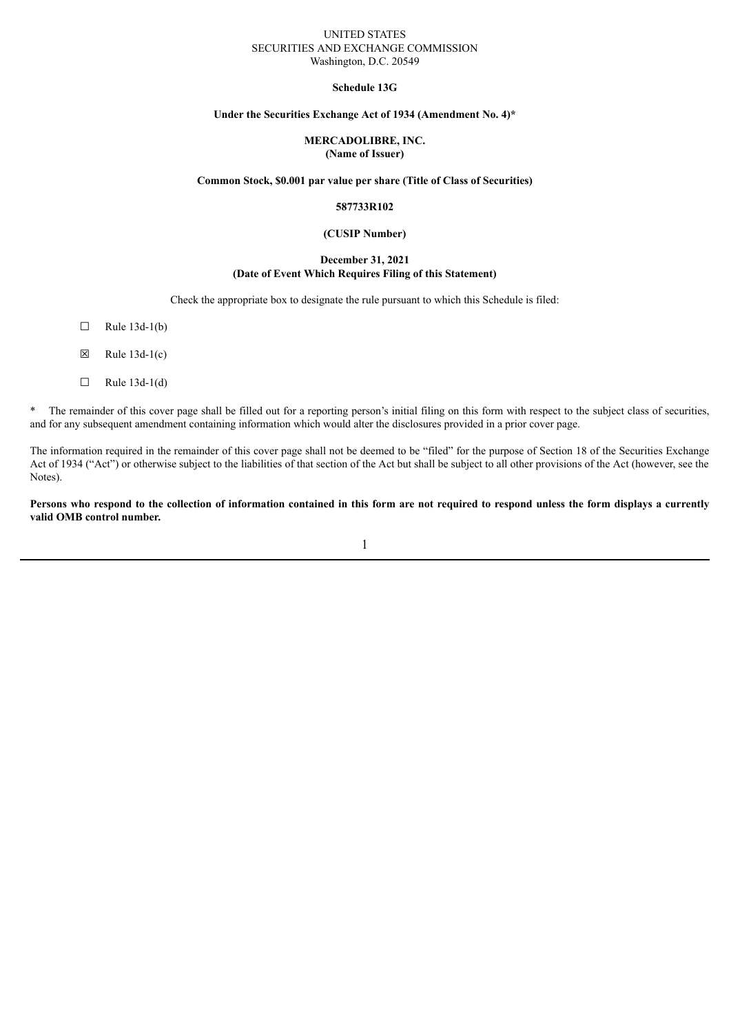UNITED STATES
SECURITIES AND EXCHANGE COMMISSION
Washington, D.C. 20549

**Schedule 13G**

**Under the Securities Exchange Act of 1934 (Amendment No. 4)***

**MERCADOLIBRE, INC.**
**(Name of Issuer)**

**Common Stock, $0.001 par value per share (Title of Class of Securities)**

**587733R102**

**(CUSIP Number)**

**December 31, 2021**
**(Date of Event Which Requires Filing of this Statement)**

Check the appropriate box to designate the rule pursuant to which this Schedule is filed:

☐ Rule 13d-1(b)

☒ Rule 13d-1(c)

☐ Rule 13d-1(d)

* The remainder of this cover page shall be filled out for a reporting person's initial filing on this form with respect to the subject class of securities, and for any subsequent amendment containing information which would alter the disclosures provided in a prior cover page.

The information required in the remainder of this cover page shall not be deemed to be "filed" for the purpose of Section 18 of the Securities Exchange Act of 1934 ("Act") or otherwise subject to the liabilities of that section of the Act but shall be subject to all other provisions of the Act (however, see the Notes).

**Persons who respond to the collection of information contained in this form are not required to respond unless the form displays a currently valid OMB control number.**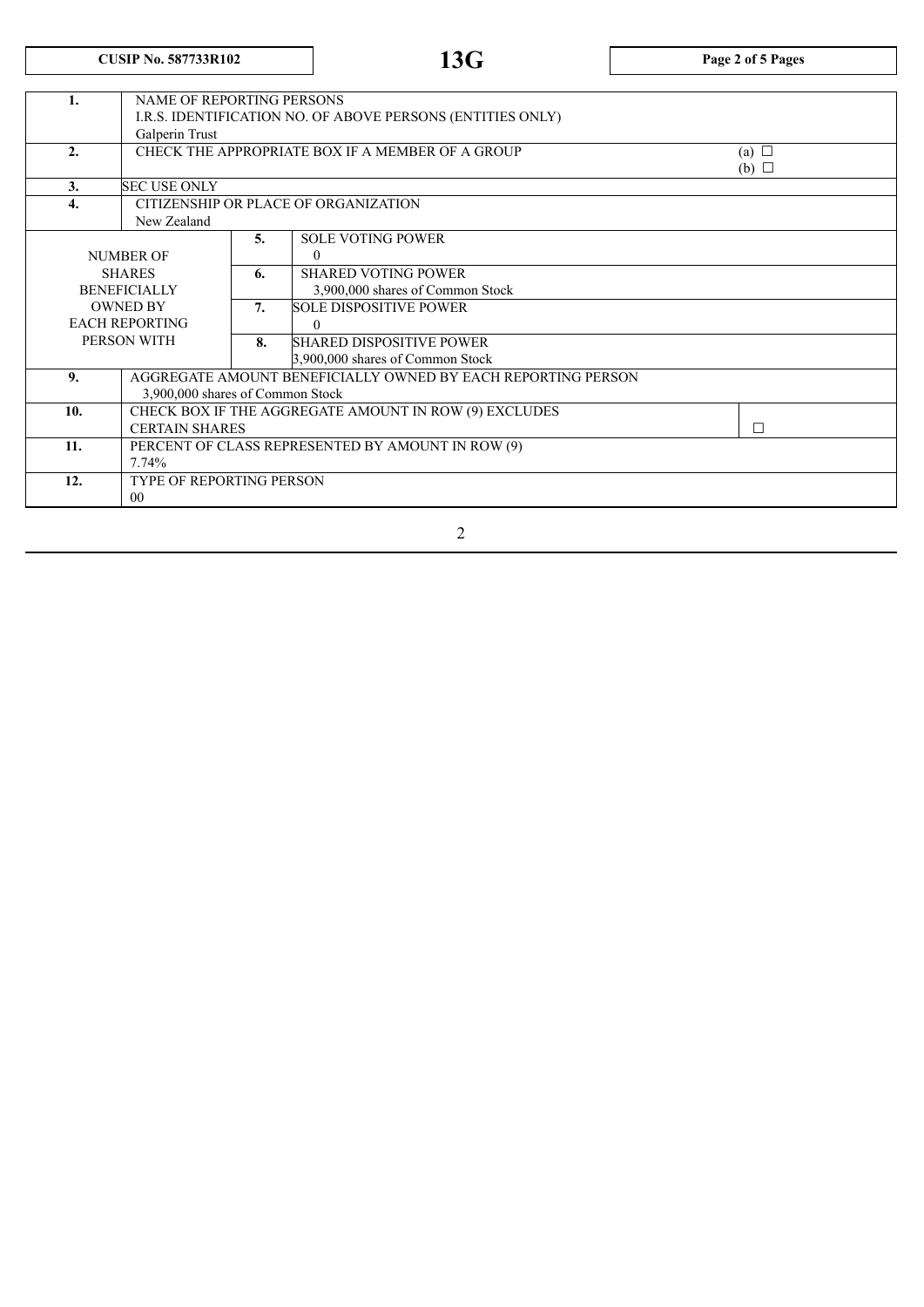| CUSIP No. 587733R102 | 13G |
|---|---|

| | | | |
|---|---|---|---|
| 1. | NAME OF REPORTING PERSONS<br>I.R.S. IDENTIFICATION NO. OF ABOVE PERSONS (ENTITIES ONLY)<br>Galperin Trust | | |
| 2. | CHECK THE APPROPRIATE BOX IF A MEMBER OF A GROUP | | (a) ☐<br>(b) ☐ |
| 3. | SEC USE ONLY | | |
| 4. | CITIZENSHIP OR PLACE OF ORGANIZATION<br>New Zealand | | |
| NUMBER OF SHARES BENEFICIALLY OWNED BY EACH REPORTING PERSON WITH | 5. | SOLE VOTING POWER<br>0 | |
| | 6. | SHARED VOTING POWER<br>3,900,000 shares of Common Stock | |
| | 7. | SOLE DISPOSITIVE POWER<br>0 | |
| | 8. | SHARED DISPOSITIVE POWER<br>3,900,000 shares of Common Stock | |
| 9. | AGGREGATE AMOUNT BENEFICIALLY OWNED BY EACH REPORTING PERSON<br>3,900,000 shares of Common Stock | | |
| 10. | CHECK BOX IF THE AGGREGATE AMOUNT IN ROW (9) EXCLUDES CERTAIN SHARES | | ☐ |
| 11. | PERCENT OF CLASS REPRESENTED BY AMOUNT IN ROW (9)<br>7.74% | | |
| 12. | TYPE OF REPORTING PERSON<br>00 | | |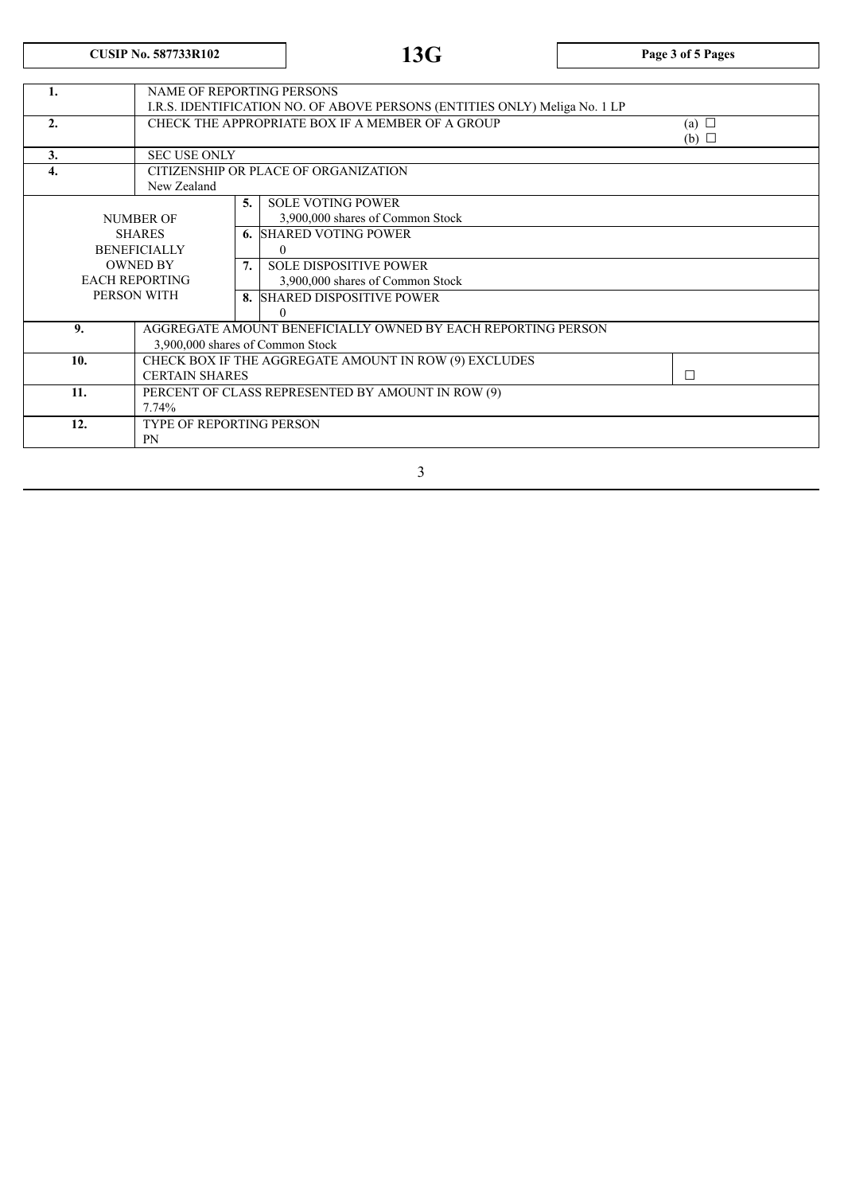| CUSIP No. 587733R102 | 13G |
|---|---|

| | | | |
|---|---|---|---|
| 1. | NAME OF REPORTING PERSONS<br>I.R.S. IDENTIFICATION NO. OF ABOVE PERSONS (ENTITIES ONLY) Meliga No. 1 LP | | |
| 2. | CHECK THE APPROPRIATE BOX IF A MEMBER OF A GROUP | | (a) ☐<br>(b) ☐ |
| 3. | SEC USE ONLY | | |
| 4. | CITIZENSHIP OR PLACE OF ORGANIZATION<br>New Zealand | | |
| NUMBER OF SHARES BENEFICIALLY OWNED BY EACH REPORTING PERSON WITH | 5. | SOLE VOTING POWER<br>3,900,000 shares of Common Stock | |
| | 6. | SHARED VOTING POWER<br>0 | |
| | 7. | SOLE DISPOSITIVE POWER<br>3,900,000 shares of Common Stock | |
| | 8. | SHARED DISPOSITIVE POWER<br>0 | |
| 9. | AGGREGATE AMOUNT BENEFICIALLY OWNED BY EACH REPORTING PERSON<br>3,900,000 shares of Common Stock | | |
| 10. | CHECK BOX IF THE AGGREGATE AMOUNT IN ROW (9) EXCLUDES CERTAIN SHARES | | ☐ |
| 11. | PERCENT OF CLASS REPRESENTED BY AMOUNT IN ROW (9)<br>7.74% | | |
| 12. | TYPE OF REPORTING PERSON<br>PN | | |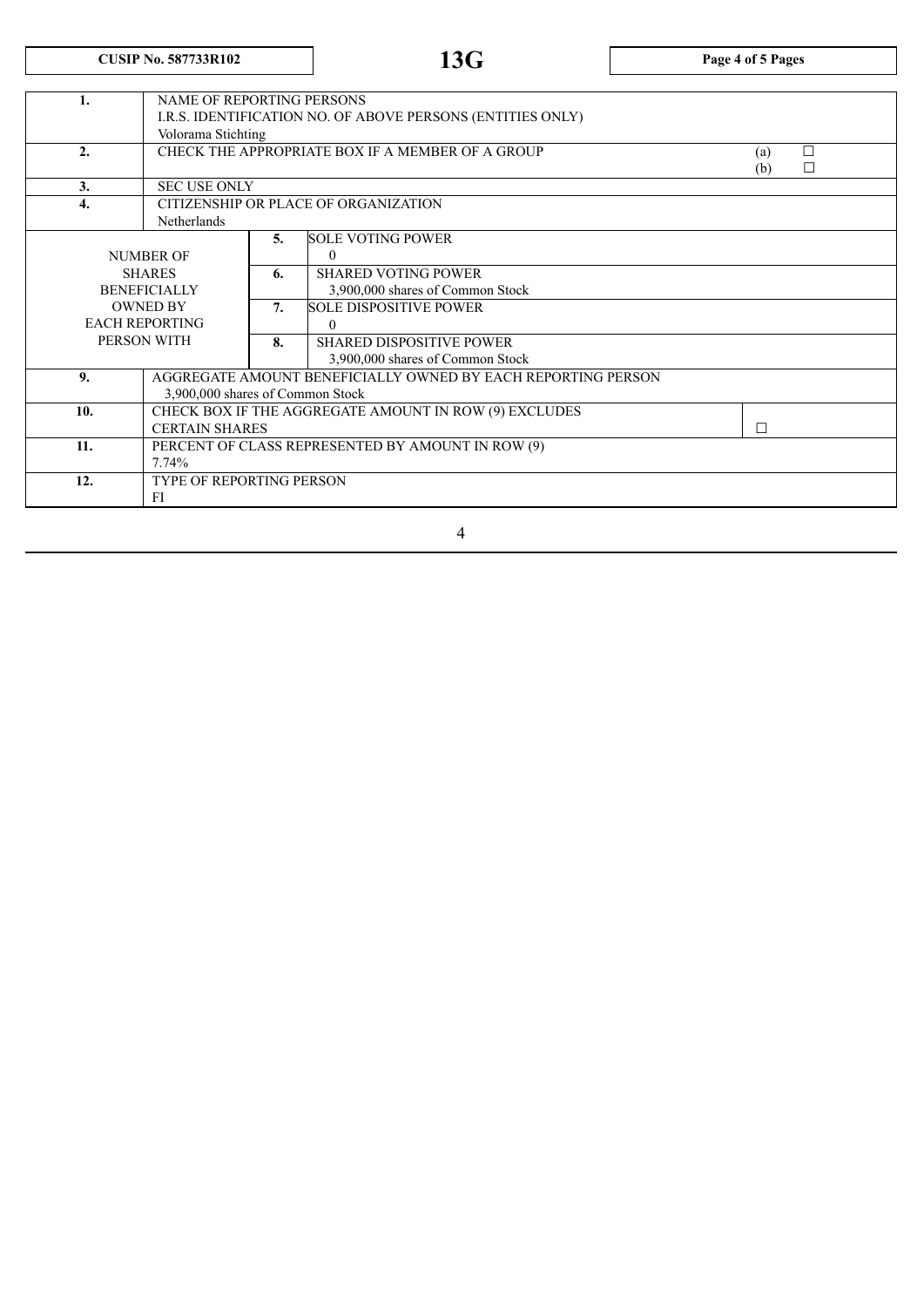| CUSIP No. 587733R102 | 13G | Page 4 of 5 Pages |
|---|---|---|

| | | | | |
|---|---|---|---|---|
| **1.** | NAME OF REPORTING PERSONS<br>I.R.S. IDENTIFICATION NO. OF ABOVE PERSONS (ENTITIES ONLY)<br>Volorama Stichting | | | |
| **2.** | CHECK THE APPROPRIATE BOX IF A MEMBER OF A GROUP | | | (a) ☐<br>(b) ☐ |
| **3.** | SEC USE ONLY | | | |
| **4.** | CITIZENSHIP OR PLACE OF ORGANIZATION<br>Netherlands | | | |
| NUMBER OF SHARES BENEFICIALLY OWNED BY EACH REPORTING PERSON WITH | | **5.** | SOLE VOTING POWER<br>0 | |
| | | **6.** | SHARED VOTING POWER<br>3,900,000 shares of Common Stock | |
| | | **7.** | SOLE DISPOSITIVE POWER<br>0 | |
| | | **8.** | SHARED DISPOSITIVE POWER<br>3,900,000 shares of Common Stock | |
| **9.** | AGGREGATE AMOUNT BENEFICIALLY OWNED BY EACH REPORTING PERSON<br>3,900,000 shares of Common Stock | | | |
| **10.** | CHECK BOX IF THE AGGREGATE AMOUNT IN ROW (9) EXCLUDES CERTAIN SHARES | | | ☐ |
| **11.** | PERCENT OF CLASS REPRESENTED BY AMOUNT IN ROW (9)<br>7.74% | | | |
| **12.** | TYPE OF REPORTING PERSON<br>FI | | | |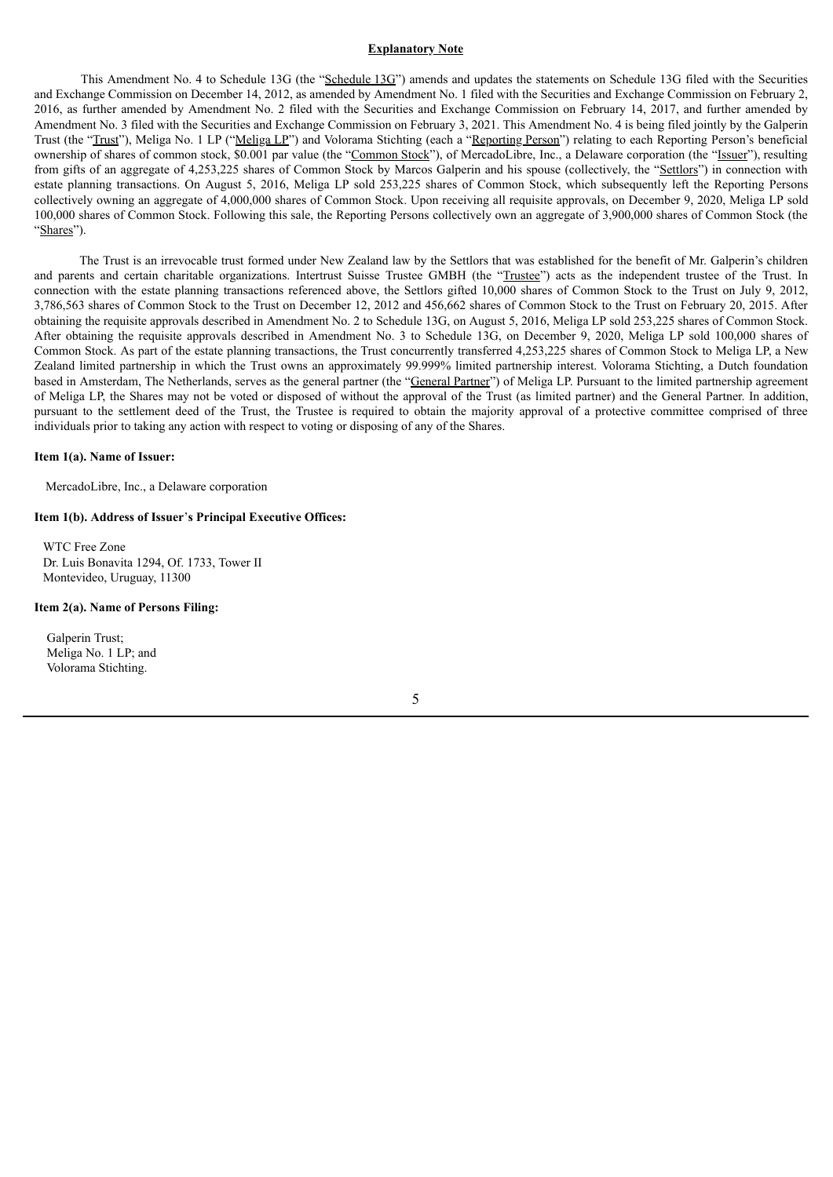**Explanatory Note**

This Amendment No. 4 to Schedule 13G (the "Schedule 13G") amends and updates the statements on Schedule 13G filed with the Securities and Exchange Commission on December 14, 2012, as amended by Amendment No. 1 filed with the Securities and Exchange Commission on February 2, 2016, as further amended by Amendment No. 2 filed with the Securities and Exchange Commission on February 14, 2017, and further amended by Amendment No. 3 filed with the Securities and Exchange Commission on February 3, 2021. This Amendment No. 4 is being filed jointly by the Galperin Trust (the "Trust"), Meliga No. 1 LP ("Meliga LP") and Volorama Stichting (each a "Reporting Person") relating to each Reporting Person's beneficial ownership of shares of common stock, $0.001 par value (the "Common Stock"), of MercadoLibre, Inc., a Delaware corporation (the "Issuer"), resulting from gifts of an aggregate of 4,253,225 shares of Common Stock by Marcos Galperin and his spouse (collectively, the "Settlors") in connection with estate planning transactions. On August 5, 2016, Meliga LP sold 253,225 shares of Common Stock, which subsequently left the Reporting Persons collectively owning an aggregate of 4,000,000 shares of Common Stock. Upon receiving all requisite approvals, on December 9, 2020, Meliga LP sold 100,000 shares of Common Stock. Following this sale, the Reporting Persons collectively own an aggregate of 3,900,000 shares of Common Stock (the "Shares").

The Trust is an irrevocable trust formed under New Zealand law by the Settlors that was established for the benefit of Mr. Galperin's children and parents and certain charitable organizations. Intertrust Suisse Trustee GMBH (the "Trustee") acts as the independent trustee of the Trust. In connection with the estate planning transactions referenced above, the Settlors gifted 10,000 shares of Common Stock to the Trust on July 9, 2012, 3,786,563 shares of Common Stock to the Trust on December 12, 2012 and 456,662 shares of Common Stock to the Trust on February 20, 2015. After obtaining the requisite approvals described in Amendment No. 2 to Schedule 13G, on August 5, 2016, Meliga LP sold 253,225 shares of Common Stock. After obtaining the requisite approvals described in Amendment No. 3 to Schedule 13G, on December 9, 2020, Meliga LP sold 100,000 shares of Common Stock. As part of the estate planning transactions, the Trust concurrently transferred 4,253,225 shares of Common Stock to Meliga LP, a New Zealand limited partnership in which the Trust owns an approximately 99.999% limited partnership interest. Volorama Stichting, a Dutch foundation based in Amsterdam, The Netherlands, serves as the general partner (the "General Partner") of Meliga LP. Pursuant to the limited partnership agreement of Meliga LP, the Shares may not be voted or disposed of without the approval of the Trust (as limited partner) and the General Partner. In addition, pursuant to the settlement deed of the Trust, the Trustee is required to obtain the majority approval of a protective committee comprised of three individuals prior to taking any action with respect to voting or disposing of any of the Shares.

**Item 1(a). Name of Issuer:**

MercadoLibre, Inc., a Delaware corporation

**Item 1(b). Address of Issuer's Principal Executive Offices:**

WTC Free Zone
Dr. Luis Bonavita 1294, Of. 1733, Tower II
Montevideo, Uruguay, 11300

**Item 2(a). Name of Persons Filing:**

Galperin Trust;
Meliga No. 1 LP; and
Volorama Stichting.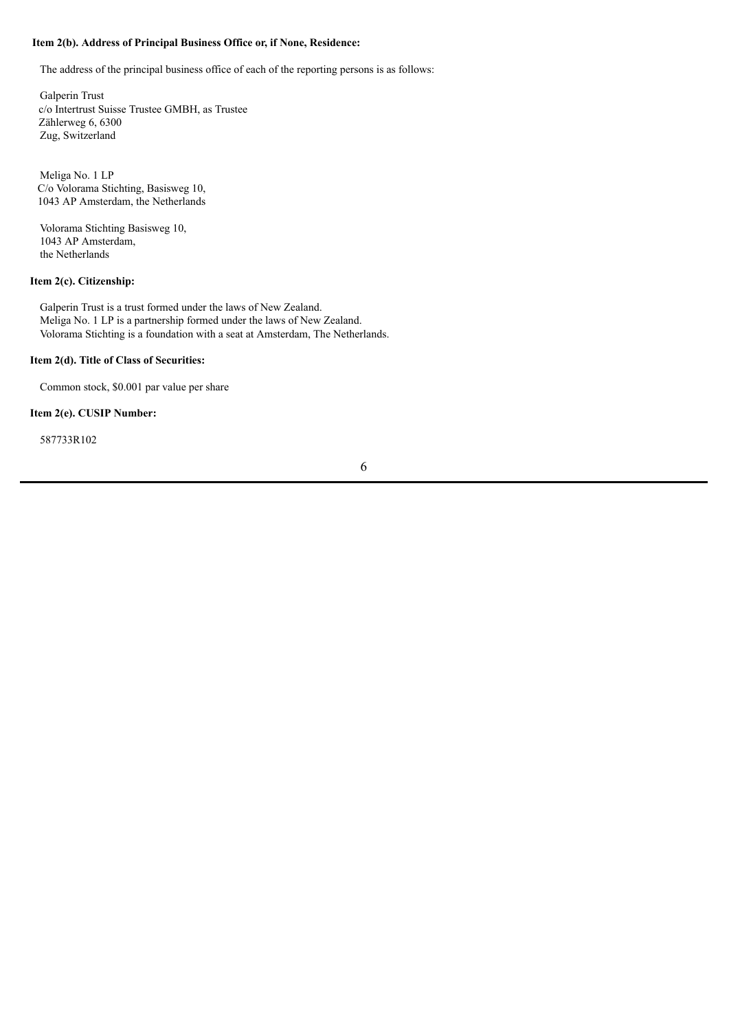**Item 2(b). Address of Principal Business Office or, if None, Residence:**

The address of the principal business office of each of the reporting persons is as follows:

Galperin Trust
c/o Intertrust Suisse Trustee GMBH, as Trustee
Zählerweg 6, 6300
Zug, Switzerland

Meliga No. 1 LP
C/o Volorama Stichting, Basisweg 10,
1043 AP Amsterdam, the Netherlands

Volorama Stichting Basisweg 10,
1043 AP Amsterdam,
the Netherlands

**Item 2(c). Citizenship:**

Galperin Trust is a trust formed under the laws of New Zealand.
Meliga No. 1 LP is a partnership formed under the laws of New Zealand.
Volorama Stichting is a foundation with a seat at Amsterdam, The Netherlands.

**Item 2(d). Title of Class of Securities:**

Common stock, $0.001 par value per share

**Item 2(e). CUSIP Number:**

587733R102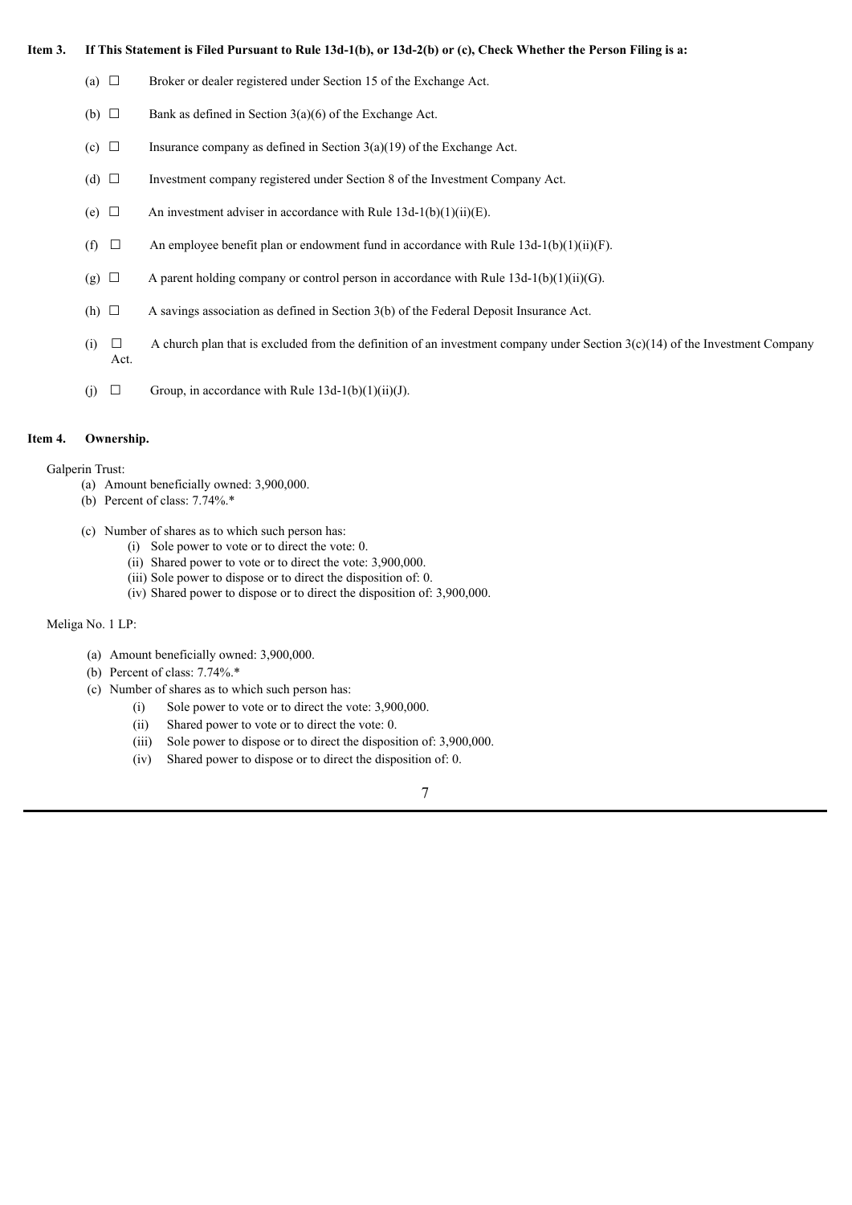**Item 3. If This Statement is Filed Pursuant to Rule 13d-1(b), or 13d-2(b) or (c), Check Whether the Person Filing is a:**

(a) ☐ Broker or dealer registered under Section 15 of the Exchange Act.

(b) ☐ Bank as defined in Section 3(a)(6) of the Exchange Act.

(c) ☐ Insurance company as defined in Section 3(a)(19) of the Exchange Act.

(d) ☐ Investment company registered under Section 8 of the Investment Company Act.

(e) ☐ An investment adviser in accordance with Rule 13d-1(b)(1)(ii)(E).

(f) ☐ An employee benefit plan or endowment fund in accordance with Rule 13d-1(b)(1)(ii)(F).

(g) ☐ A parent holding company or control person in accordance with Rule 13d-1(b)(1)(ii)(G).

(h) ☐ A savings association as defined in Section 3(b) of the Federal Deposit Insurance Act.

(i) ☐ A church plan that is excluded from the definition of an investment company under Section 3(c)(14) of the Investment Company Act.

(j) ☐ Group, in accordance with Rule 13d-1(b)(1)(ii)(J).

**Item 4. Ownership.**

Galperin Trust:

(a) Amount beneficially owned: 3,900,000.

(b) Percent of class: 7.74%.*

(c) Number of shares as to which such person has:

(i) Sole power to vote or to direct the vote: 0.

(ii) Shared power to vote or to direct the vote: 3,900,000.

(iii) Sole power to dispose or to direct the disposition of: 0.

(iv) Shared power to dispose or to direct the disposition of: 3,900,000.

Meliga No. 1 LP:

(a) Amount beneficially owned: 3,900,000.

(b) Percent of class: 7.74%.*

(c) Number of shares as to which such person has:

(i) Sole power to vote or to direct the vote: 3,900,000.

(ii) Shared power to vote or to direct the vote: 0.

(iii) Sole power to dispose or to direct the disposition of: 3,900,000.

(iv) Shared power to dispose or to direct the disposition of: 0.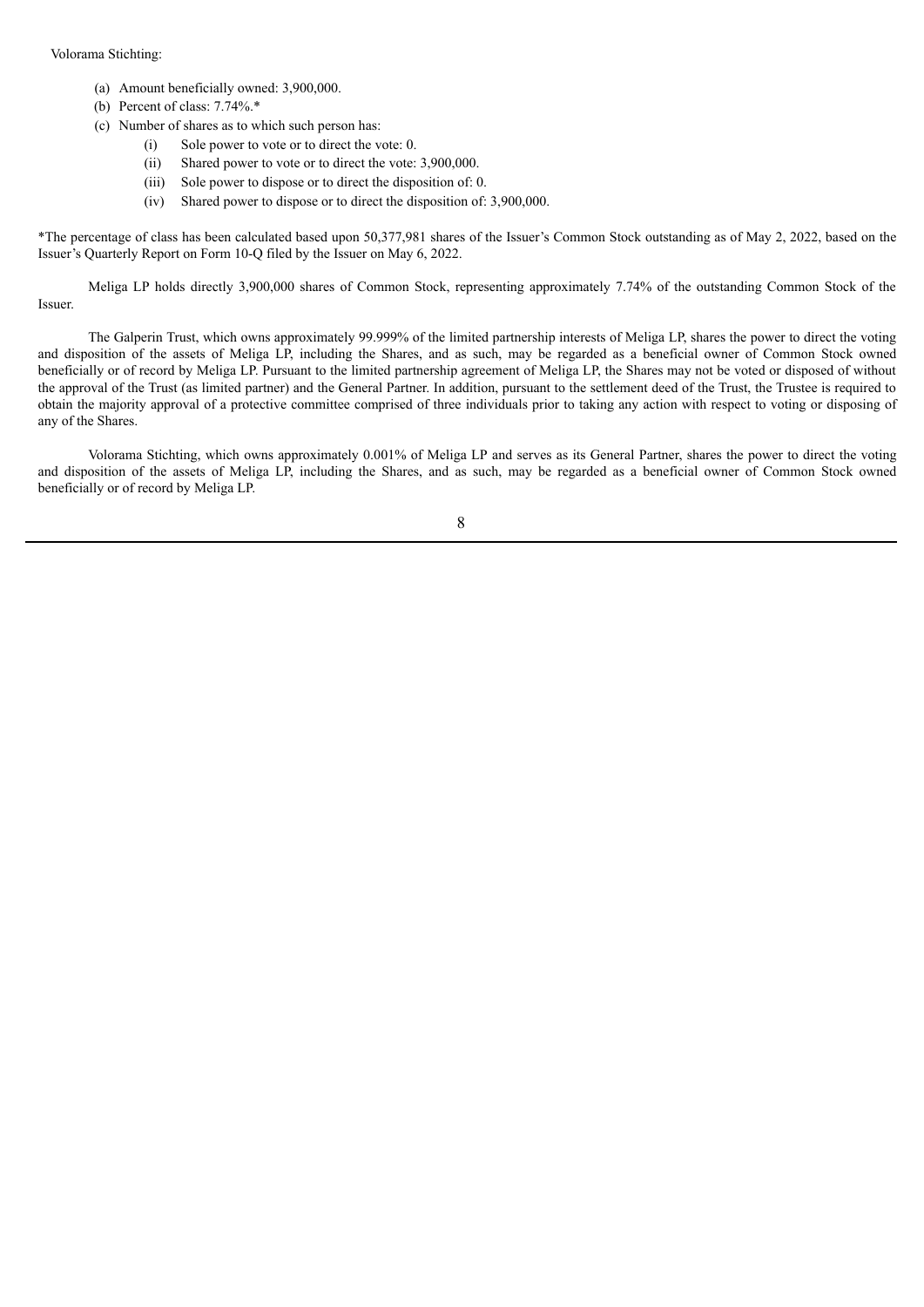Volorama Stichting:

(a) Amount beneficially owned: 3,900,000.
(b) Percent of class: 7.74%.*
(c) Number of shares as to which such person has:
    (i) Sole power to vote or to direct the vote: 0.
    (ii) Shared power to vote or to direct the vote: 3,900,000.
    (iii) Sole power to dispose or to direct the disposition of: 0.
    (iv) Shared power to dispose or to direct the disposition of: 3,900,000.

*The percentage of class has been calculated based upon 50,377,981 shares of the Issuer's Common Stock outstanding as of May 2, 2022, based on the Issuer's Quarterly Report on Form 10-Q filed by the Issuer on May 6, 2022.

Meliga LP holds directly 3,900,000 shares of Common Stock, representing approximately 7.74% of the outstanding Common Stock of the Issuer.

The Galperin Trust, which owns approximately 99.999% of the limited partnership interests of Meliga LP, shares the power to direct the voting and disposition of the assets of Meliga LP, including the Shares, and as such, may be regarded as a beneficial owner of Common Stock owned beneficially or of record by Meliga LP. Pursuant to the limited partnership agreement of Meliga LP, the Shares may not be voted or disposed of without the approval of the Trust (as limited partner) and the General Partner. In addition, pursuant to the settlement deed of the Trust, the Trustee is required to obtain the majority approval of a protective committee comprised of three individuals prior to taking any action with respect to voting or disposing of any of the Shares.

Volorama Stichting, which owns approximately 0.001% of Meliga LP and serves as its General Partner, shares the power to direct the voting and disposition of the assets of Meliga LP, including the Shares, and as such, may be regarded as a beneficial owner of Common Stock owned beneficially or of record by Meliga LP.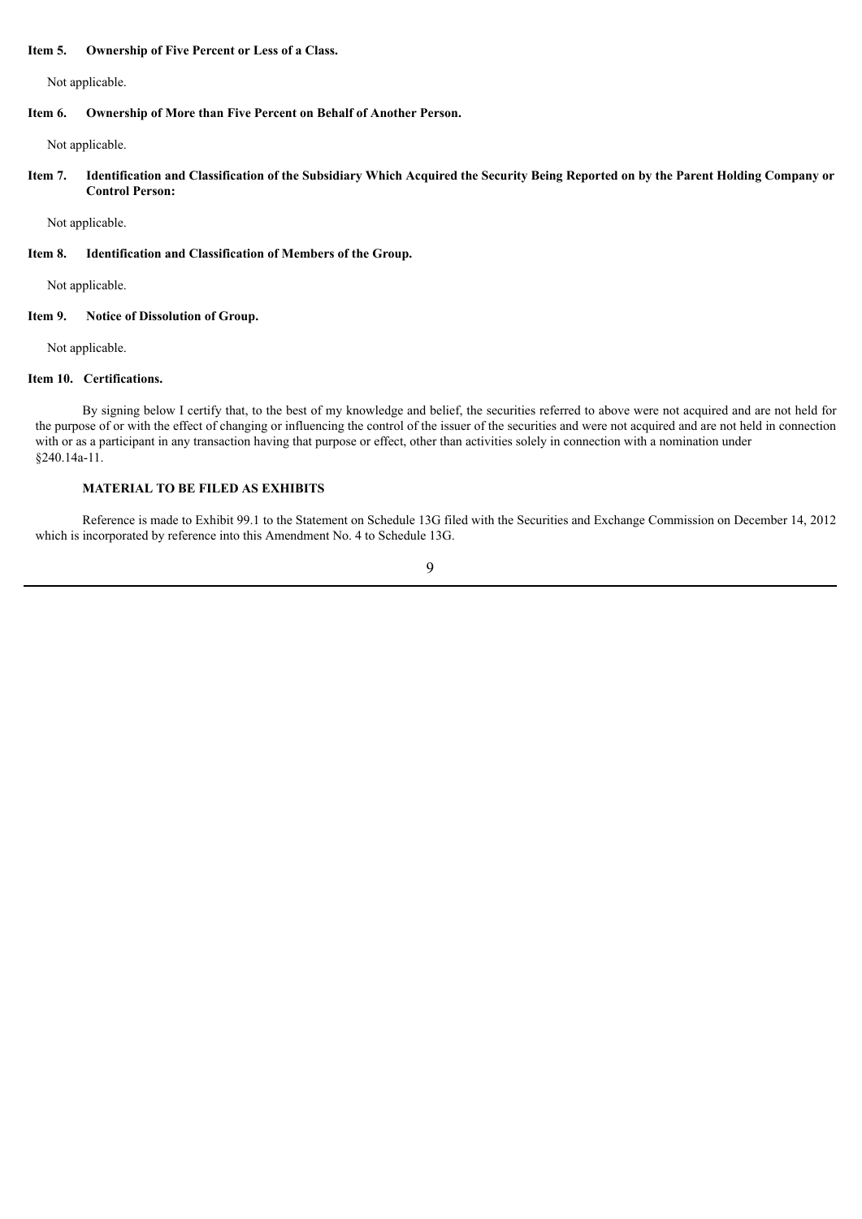**Item 5. Ownership of Five Percent or Less of a Class.**

Not applicable.

**Item 6. Ownership of More than Five Percent on Behalf of Another Person.**

Not applicable.

**Item 7. Identification and Classification of the Subsidiary Which Acquired the Security Being Reported on by the Parent Holding Company or Control Person:**

Not applicable.

**Item 8. Identification and Classification of Members of the Group.**

Not applicable.

**Item 9. Notice of Dissolution of Group.**

Not applicable.

**Item 10. Certifications.**

By signing below I certify that, to the best of my knowledge and belief, the securities referred to above were not acquired and are not held for the purpose of or with the effect of changing or influencing the control of the issuer of the securities and were not acquired and are not held in connection with or as a participant in any transaction having that purpose or effect, other than activities solely in connection with a nomination under §240.14a-11.

**MATERIAL TO BE FILED AS EXHIBITS**

Reference is made to Exhibit 99.1 to the Statement on Schedule 13G filed with the Securities and Exchange Commission on December 14, 2012 which is incorporated by reference into this Amendment No. 4 to Schedule 13G.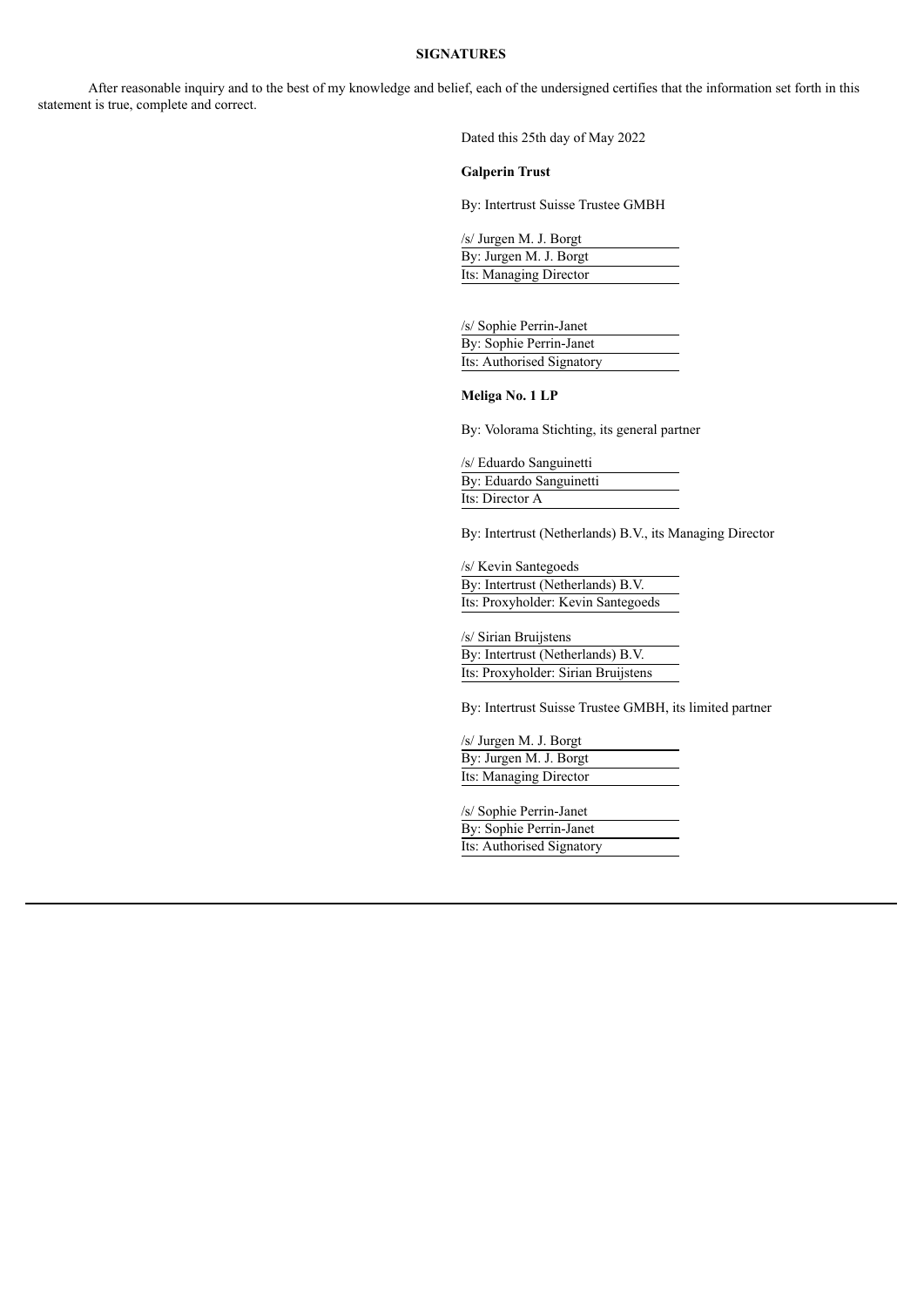**SIGNATURES**

After reasonable inquiry and to the best of my knowledge and belief, each of the undersigned certifies that the information set forth in this statement is true, complete and correct.

Dated this 25th day of May 2022

**Galperin Trust**

By: Intertrust Suisse Trustee GMBH

/s/ Jurgen M. J. Borgt
By: Jurgen M. J. Borgt
Its: Managing Director

/s/ Sophie Perrin-Janet
By: Sophie Perrin-Janet
Its: Authorised Signatory

**Meliga No. 1 LP**

By: Volorama Stichting, its general partner

/s/ Eduardo Sanguinetti
By: Eduardo Sanguinetti
Its: Director A

By: Intertrust (Netherlands) B.V., its Managing Director

/s/ Kevin Santegoeds
By: Intertrust (Netherlands) B.V.
Its: Proxyholder: Kevin Santegoeds

/s/ Sirian Bruijstens
By: Intertrust (Netherlands) B.V.
Its: Proxyholder: Sirian Bruijstens

By: Intertrust Suisse Trustee GMBH, its limited partner

/s/ Jurgen M. J. Borgt
By: Jurgen M. J. Borgt
Its: Managing Director

/s/ Sophie Perrin-Janet
By: Sophie Perrin-Janet
Its: Authorised Signatory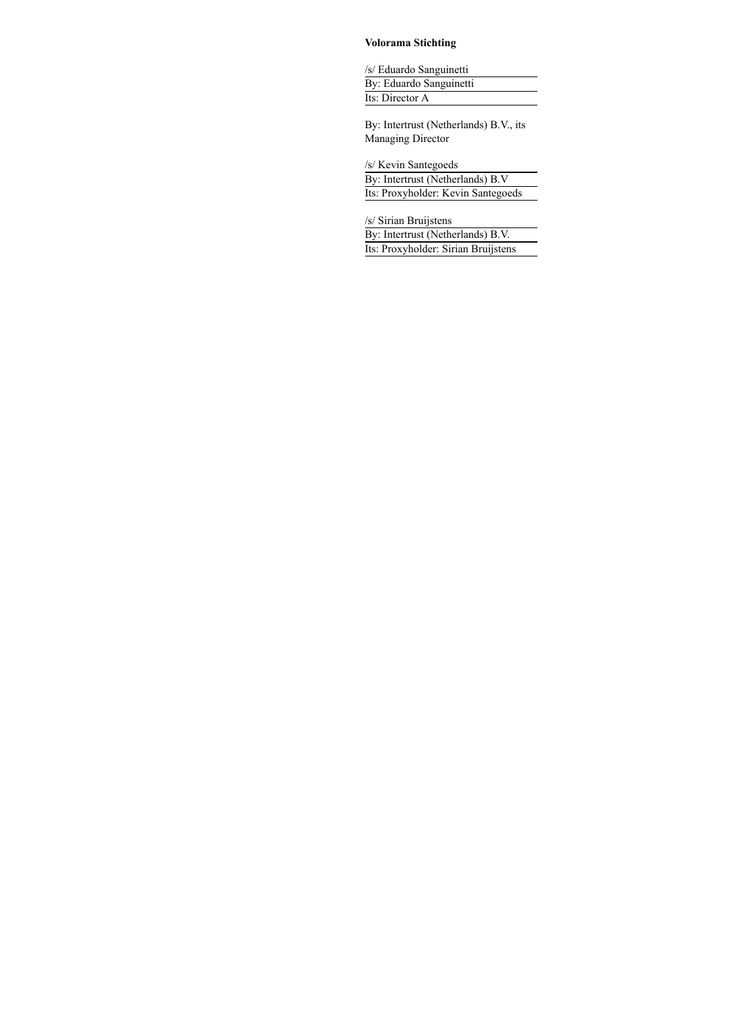**Volorama Stichting**

/s/ Eduardo Sanguinetti

By: Eduardo Sanguinetti

Its: Director A

By: Intertrust (Netherlands) B.V., its Managing Director

/s/ Kevin Santegoeds

By: Intertrust (Netherlands) B.V

Its: Proxyholder: Kevin Santegoeds

/s/ Sirian Bruijstens

By: Intertrust (Netherlands) B.V.

Its: Proxyholder: Sirian Bruijstens